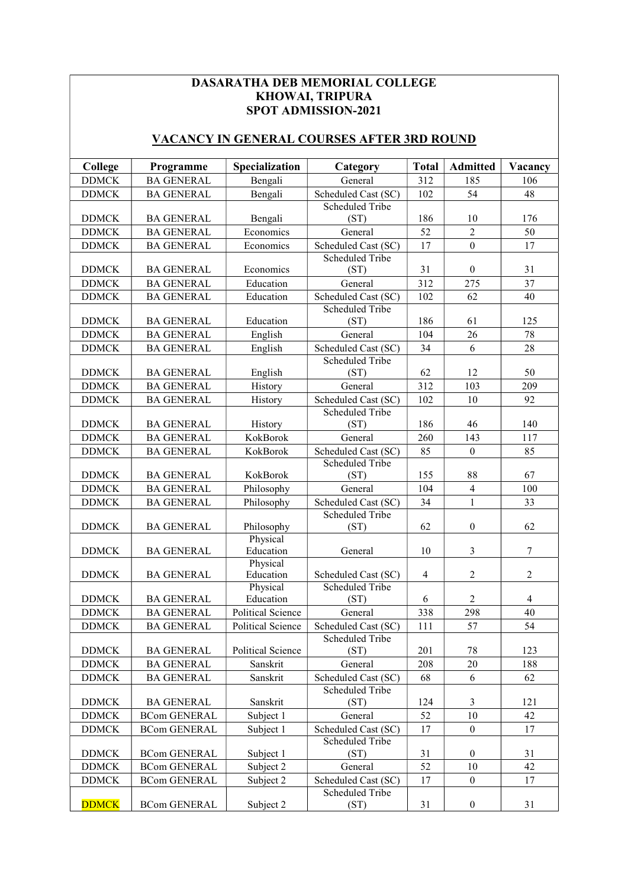# DASARATHA DEB MEMORIAL COLLEGE
# KHOWAI, TRIPURA
# SPOT ADMISSION-2021

## VACANCY IN GENERAL COURSES AFTER 3RD ROUND

| College | Programme | Specialization | Category | Total | Admitted | Vacancy |
|---|---|---|---|---|---|---|
| DDMCK | BA GENERAL | Bengali | General | 312 | 185 | 106 |
| DDMCK | BA GENERAL | Bengali | Scheduled Cast (SC) | 102 | 54 | 48 |
| DDMCK | BA GENERAL | Bengali | Scheduled Tribe (ST) | 186 | 10 | 176 |
| DDMCK | BA GENERAL | Economics | General | 52 | 2 | 50 |
| DDMCK | BA GENERAL | Economics | Scheduled Cast (SC) | 17 | 0 | 17 |
| DDMCK | BA GENERAL | Economics | Scheduled Tribe (ST) | 31 | 0 | 31 |
| DDMCK | BA GENERAL | Education | General | 312 | 275 | 37 |
| DDMCK | BA GENERAL | Education | Scheduled Cast (SC) | 102 | 62 | 40 |
| DDMCK | BA GENERAL | Education | Scheduled Tribe (ST) | 186 | 61 | 125 |
| DDMCK | BA GENERAL | English | General | 104 | 26 | 78 |
| DDMCK | BA GENERAL | English | Scheduled Cast (SC) | 34 | 6 | 28 |
| DDMCK | BA GENERAL | English | Scheduled Tribe (ST) | 62 | 12 | 50 |
| DDMCK | BA GENERAL | History | General | 312 | 103 | 209 |
| DDMCK | BA GENERAL | History | Scheduled Cast (SC) | 102 | 10 | 92 |
| DDMCK | BA GENERAL | History | Scheduled Tribe (ST) | 186 | 46 | 140 |
| DDMCK | BA GENERAL | KokBorok | General | 260 | 143 | 117 |
| DDMCK | BA GENERAL | KokBorok | Scheduled Cast (SC) | 85 | 0 | 85 |
| DDMCK | BA GENERAL | KokBorok | Scheduled Tribe (ST) | 155 | 88 | 67 |
| DDMCK | BA GENERAL | Philosophy | General | 104 | 4 | 100 |
| DDMCK | BA GENERAL | Philosophy | Scheduled Cast (SC) | 34 | 1 | 33 |
| DDMCK | BA GENERAL | Philosophy | Scheduled Tribe (ST) | 62 | 0 | 62 |
| DDMCK | BA GENERAL | Physical Education | General | 10 | 3 | 7 |
| DDMCK | BA GENERAL | Physical Education | Scheduled Cast (SC) | 4 | 2 | 2 |
| DDMCK | BA GENERAL | Physical Education | Scheduled Tribe (ST) | 6 | 2 | 4 |
| DDMCK | BA GENERAL | Political Science | General | 338 | 298 | 40 |
| DDMCK | BA GENERAL | Political Science | Scheduled Cast (SC) | 111 | 57 | 54 |
| DDMCK | BA GENERAL | Political Science | Scheduled Tribe (ST) | 201 | 78 | 123 |
| DDMCK | BA GENERAL | Sanskrit | General | 208 | 20 | 188 |
| DDMCK | BA GENERAL | Sanskrit | Scheduled Cast (SC) | 68 | 6 | 62 |
| DDMCK | BA GENERAL | Sanskrit | Scheduled Tribe (ST) | 124 | 3 | 121 |
| DDMCK | BCom GENERAL | Subject 1 | General | 52 | 10 | 42 |
| DDMCK | BCom GENERAL | Subject 1 | Scheduled Cast (SC) | 17 | 0 | 17 |
| DDMCK | BCom GENERAL | Subject 1 | Scheduled Tribe (ST) | 31 | 0 | 31 |
| DDMCK | BCom GENERAL | Subject 2 | General | 52 | 10 | 42 |
| DDMCK | BCom GENERAL | Subject 2 | Scheduled Cast (SC) | 17 | 0 | 17 |
| DDMCK | BCom GENERAL | Subject 2 | Scheduled Tribe (ST) | 31 | 0 | 31 |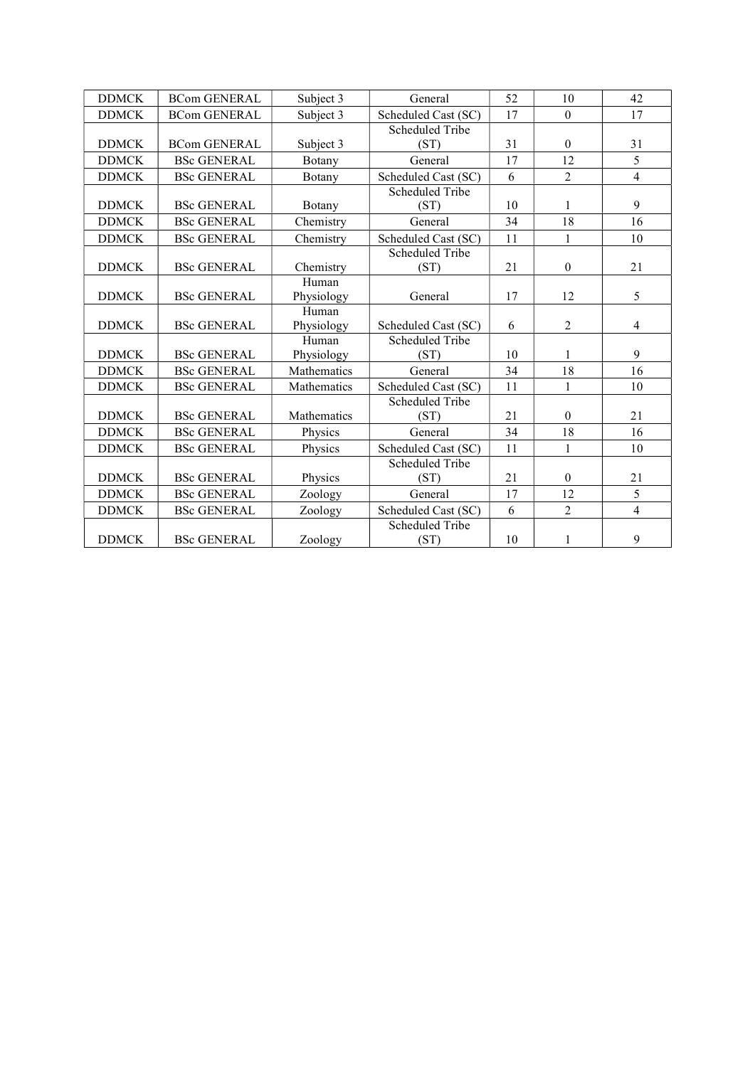| | | | | | | |
|---|---|---|---|---|---|---|
| DDMCK | BCom GENERAL | Subject 3 | General | 52 | 10 | 42 |
| DDMCK | BCom GENERAL | Subject 3 | Scheduled Cast (SC) | 17 | 0 | 17 |
| DDMCK | BCom GENERAL | Subject 3 | Scheduled Tribe (ST) | 31 | 0 | 31 |
| DDMCK | BSc GENERAL | Botany | General | 17 | 12 | 5 |
| DDMCK | BSc GENERAL | Botany | Scheduled Cast (SC) | 6 | 2 | 4 |
| DDMCK | BSc GENERAL | Botany | Scheduled Tribe (ST) | 10 | 1 | 9 |
| DDMCK | BSc GENERAL | Chemistry | General | 34 | 18 | 16 |
| DDMCK | BSc GENERAL | Chemistry | Scheduled Cast (SC) | 11 | 1 | 10 |
| DDMCK | BSc GENERAL | Chemistry | Scheduled Tribe (ST) | 21 | 0 | 21 |
| DDMCK | BSc GENERAL | Human Physiology | General | 17 | 12 | 5 |
| DDMCK | BSc GENERAL | Human Physiology | Scheduled Cast (SC) | 6 | 2 | 4 |
| DDMCK | BSc GENERAL | Human Physiology | Scheduled Tribe (ST) | 10 | 1 | 9 |
| DDMCK | BSc GENERAL | Mathematics | General | 34 | 18 | 16 |
| DDMCK | BSc GENERAL | Mathematics | Scheduled Cast (SC) | 11 | 1 | 10 |
| DDMCK | BSc GENERAL | Mathematics | Scheduled Tribe (ST) | 21 | 0 | 21 |
| DDMCK | BSc GENERAL | Physics | General | 34 | 18 | 16 |
| DDMCK | BSc GENERAL | Physics | Scheduled Cast (SC) | 11 | 1 | 10 |
| DDMCK | BSc GENERAL | Physics | Scheduled Tribe (ST) | 21 | 0 | 21 |
| DDMCK | BSc GENERAL | Zoology | General | 17 | 12 | 5 |
| DDMCK | BSc GENERAL | Zoology | Scheduled Cast (SC) | 6 | 2 | 4 |
| DDMCK | BSc GENERAL | Zoology | Scheduled Tribe (ST) | 10 | 1 | 9 |